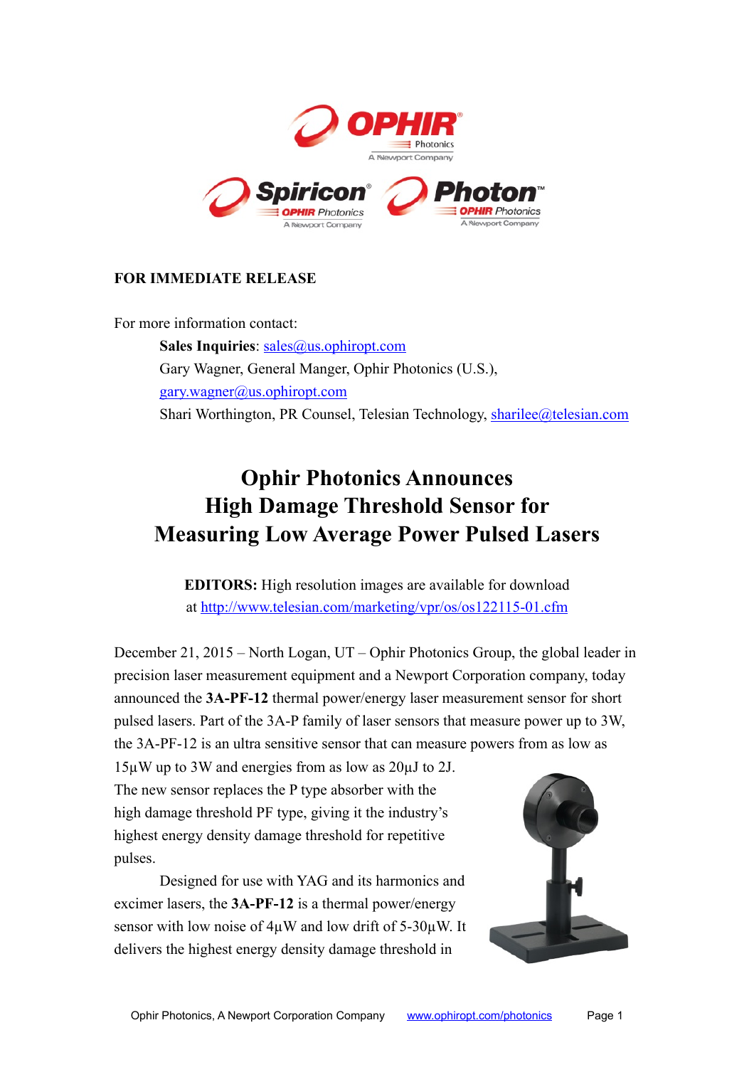**FOR IMMEDIATE RELEASE**

For more information contact:

**Sales Inquiries**: sales@us.ophiropt.com
Gary Wagner, General Manger, Ophir Photonics (U.S.),
gary.wagner@us.ophiropt.com
Shari Worthington, PR Counsel, Telesian Technology, sharilee@telesian.com

# Ophir Photonics Announces High Damage Threshold Sensor for Measuring Low Average Power Pulsed Lasers

**EDITORS:** High resolution images are available for download at http://www.telesian.com/marketing/vpr/os/os122115-01.cfm

December 21, 2015 – North Logan, UT – Ophir Photonics Group, the global leader in precision laser measurement equipment and a Newport Corporation company, today announced the **3A-PF-12** thermal power/energy laser measurement sensor for short pulsed lasers. Part of the 3A-P family of laser sensors that measure power up to 3W, the 3A-PF-12 is an ultra sensitive sensor that can measure powers from as low as 15µW up to 3W and energies from as low as 20µJ to 2J. The new sensor replaces the P type absorber with the high damage threshold PF type, giving it the industry's highest energy density damage threshold for repetitive pulses.

Designed for use with YAG and its harmonics and excimer lasers, the **3A-PF-12** is a thermal power/energy sensor with low noise of 4µW and low drift of 5-30µW. It delivers the highest energy density damage threshold in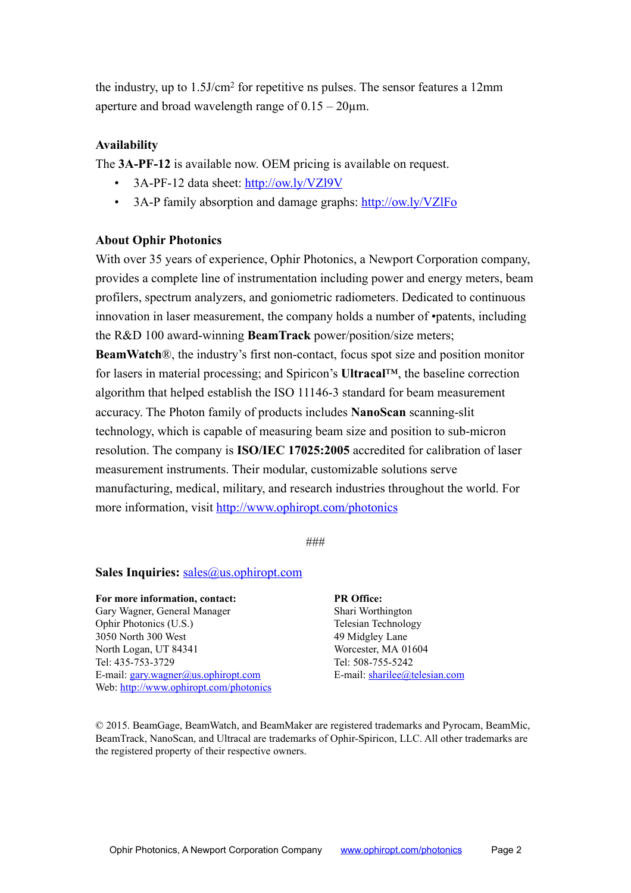the industry, up to 1.5J/cm$^2$ for repetitive ns pulses. The sensor features a 12mm aperture and broad wavelength range of 0.15 – 20µm.

**Availability**

The **3A-PF-12** is available now. OEM pricing is available on request.

- 3A-PF-12 data sheet: http://ow.ly/VZl9V
- 3A-P family absorption and damage graphs: http://ow.ly/VZlFo

**About Ophir Photonics**

With over 35 years of experience, Ophir Photonics, a Newport Corporation company, provides a complete line of instrumentation including power and energy meters, beam profilers, spectrum analyzers, and goniometric radiometers. Dedicated to continuous innovation in laser measurement, the company holds a number of •patents, including the R&D 100 award-winning **BeamTrack** power/position/size meters; **BeamWatch**®, the industry's first non-contact, focus spot size and position monitor for lasers in material processing; and Spiricon's **Ultracal™**, the baseline correction algorithm that helped establish the ISO 11146-3 standard for beam measurement accuracy. The Photon family of products includes **NanoScan** scanning-slit technology, which is capable of measuring beam size and position to sub-micron resolution. The company is **ISO/IEC 17025:2005** accredited for calibration of laser measurement instruments. Their modular, customizable solutions serve manufacturing, medical, military, and research industries throughout the world. For more information, visit http://www.ophiropt.com/photonics

###

**Sales Inquiries:** sales@us.ophiropt.com

**For more information, contact:**
Gary Wagner, General Manager
Ophir Photonics (U.S.)
3050 North 300 West
North Logan, UT 84341
Tel: 435-753-3729
E-mail: gary.wagner@us.ophiropt.com
Web: http://www.ophiropt.com/photonics

**PR Office:**
Shari Worthington
Telesian Technology
49 Midgley Lane
Worcester, MA 01604
Tel: 508-755-5242
E-mail: sharilee@telesian.com

© 2015. BeamGage, BeamWatch, and BeamMaker are registered trademarks and Pyrocam, BeamMic, BeamTrack, NanoScan, and Ultracal are trademarks of Ophir-Spiricon, LLC. All other trademarks are the registered property of their respective owners.